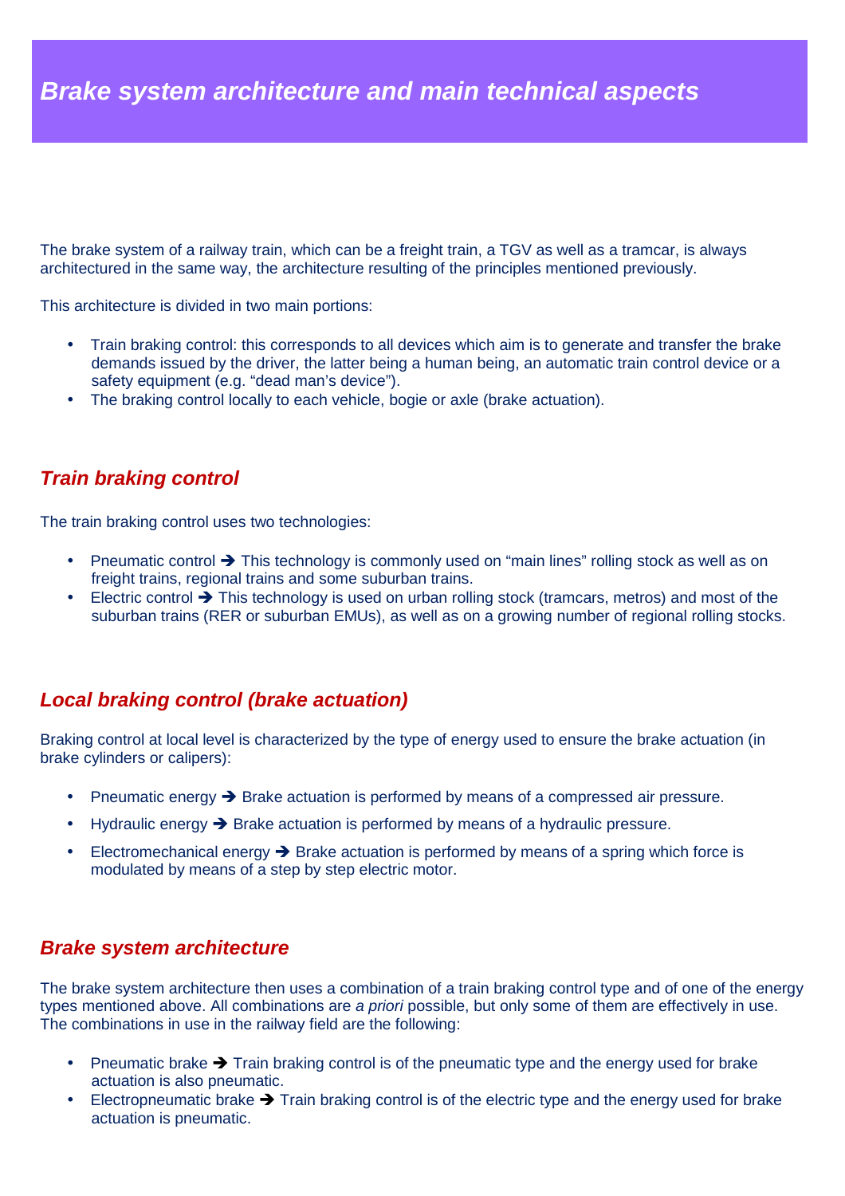# *Brake system architecture and main technical aspects*

The brake system of a railway train, which can be a freight train, a TGV as well as a tramcar, is always architectured in the same way, the architecture resulting of the principles mentioned previously.

This architecture is divided in two main portions:

- Train braking control: this corresponds to all devices which aim is to generate and transfer the brake demands issued by the driver, the latter being a human being, an automatic train control device or a safety equipment (e.g. "dead man's device").
- The braking control locally to each vehicle, bogie or axle (brake actuation).

## *Train braking control*

The train braking control uses two technologies:

- Pneumatic control ➔ This technology is commonly used on "main lines" rolling stock as well as on freight trains, regional trains and some suburban trains.
- Electric control ➔ This technology is used on urban rolling stock (tramcars, metros) and most of the suburban trains (RER or suburban EMUs), as well as on a growing number of regional rolling stocks.

## *Local braking control (brake actuation)*

Braking control at local level is characterized by the type of energy used to ensure the brake actuation (in brake cylinders or calipers):

- Pneumatic energy ➔ Brake actuation is performed by means of a compressed air pressure.
- Hydraulic energy ➔ Brake actuation is performed by means of a hydraulic pressure.
- Electromechanical energy ➔ Brake actuation is performed by means of a spring which force is modulated by means of a step by step electric motor.

## *Brake system architecture*

The brake system architecture then uses a combination of a train braking control type and of one of the energy types mentioned above. All combinations are *a priori* possible, but only some of them are effectively in use. The combinations in use in the railway field are the following:

- Pneumatic brake ➔ Train braking control is of the pneumatic type and the energy used for brake actuation is also pneumatic.
- Electropneumatic brake ➔ Train braking control is of the electric type and the energy used for brake actuation is pneumatic.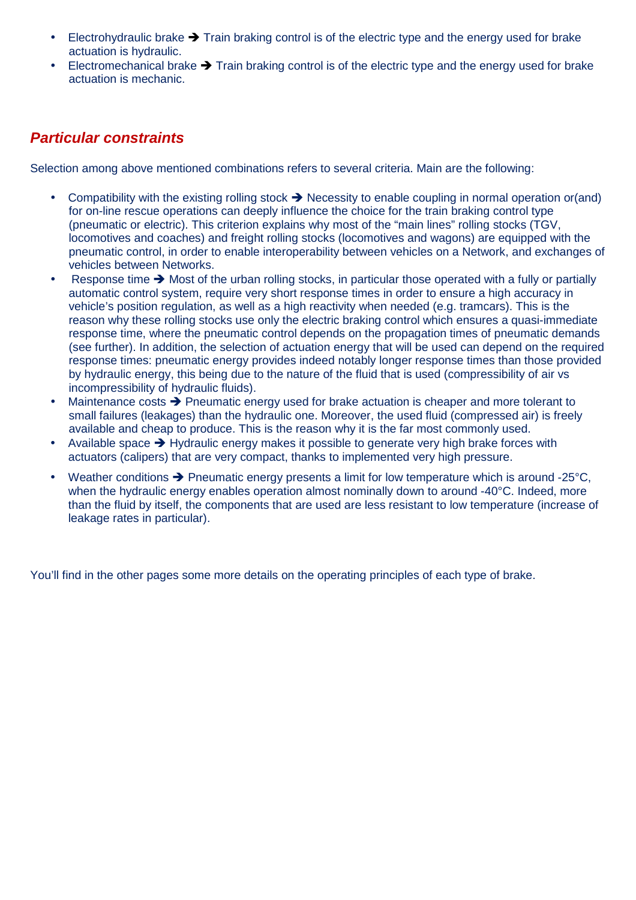- Electrohydraulic brake ➔ Train braking control is of the electric type and the energy used for brake actuation is hydraulic.
- Electromechanical brake ➔ Train braking control is of the electric type and the energy used for brake actuation is mechanic.

## *Particular constraints*

Selection among above mentioned combinations refers to several criteria. Main are the following:

- Compatibility with the existing rolling stock ➔ Necessity to enable coupling in normal operation or(and) for on-line rescue operations can deeply influence the choice for the train braking control type (pneumatic or electric). This criterion explains why most of the "main lines" rolling stocks (TGV, locomotives and coaches) and freight rolling stocks (locomotives and wagons) are equipped with the pneumatic control, in order to enable interoperability between vehicles on a Network, and exchanges of vehicles between Networks.
- Response time ➔ Most of the urban rolling stocks, in particular those operated with a fully or partially automatic control system, require very short response times in order to ensure a high accuracy in vehicle's position regulation, as well as a high reactivity when needed (e.g. tramcars). This is the reason why these rolling stocks use only the electric braking control which ensures a quasi-immediate response time, where the pneumatic control depends on the propagation times of pneumatic demands (see further). In addition, the selection of actuation energy that will be used can depend on the required response times: pneumatic energy provides indeed notably longer response times than those provided by hydraulic energy, this being due to the nature of the fluid that is used (compressibility of air vs incompressibility of hydraulic fluids).
- Maintenance costs ➔ Pneumatic energy used for brake actuation is cheaper and more tolerant to small failures (leakages) than the hydraulic one. Moreover, the used fluid (compressed air) is freely available and cheap to produce. This is the reason why it is the far most commonly used.
- Available space ➔ Hydraulic energy makes it possible to generate very high brake forces with actuators (calipers) that are very compact, thanks to implemented very high pressure.
- Weather conditions ➔ Pneumatic energy presents a limit for low temperature which is around -25°C, when the hydraulic energy enables operation almost nominally down to around -40°C. Indeed, more than the fluid by itself, the components that are used are less resistant to low temperature (increase of leakage rates in particular).

You'll find in the other pages some more details on the operating principles of each type of brake.